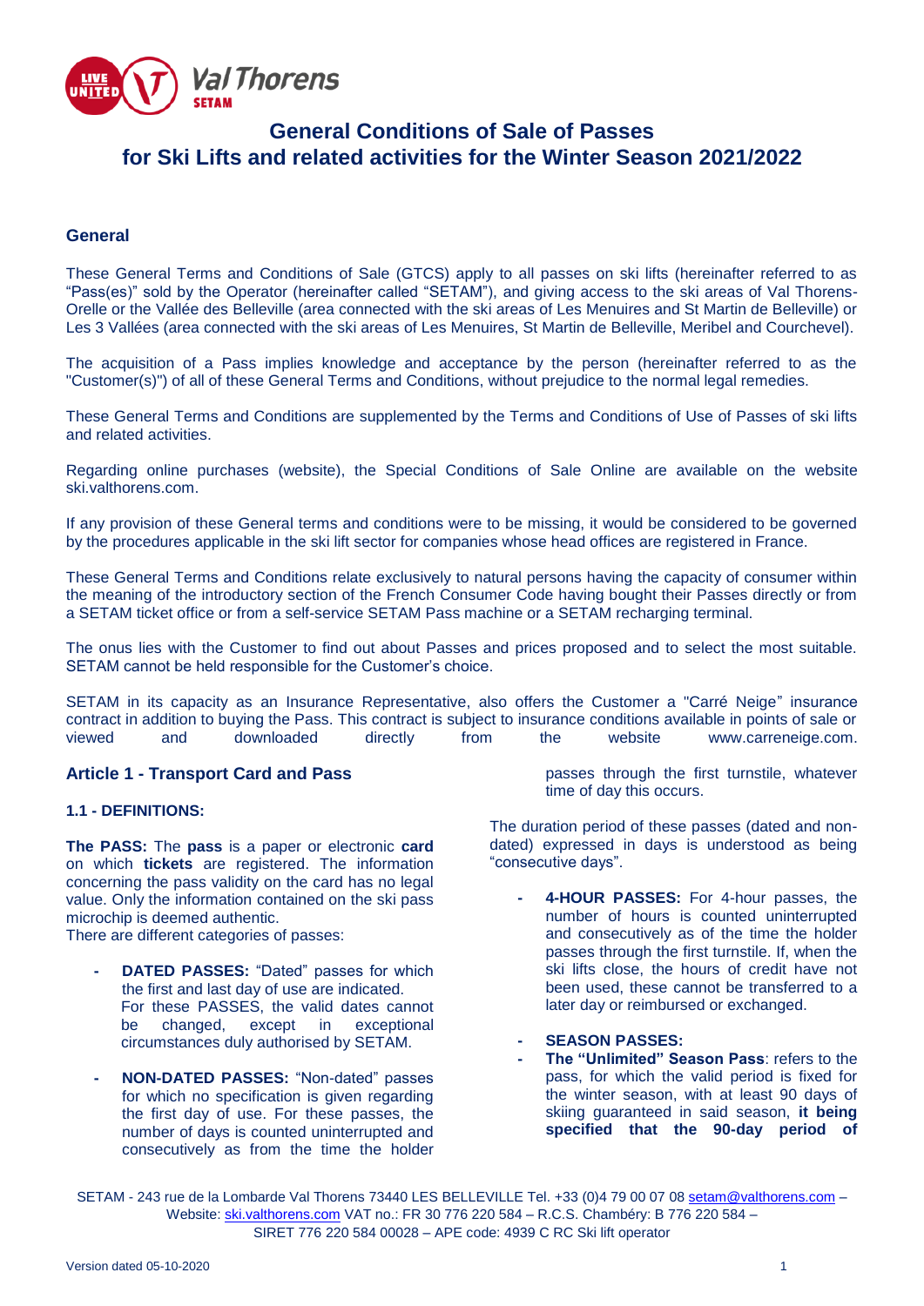# General Conditions of Sale of Passes for Ski Lifts and related activities for the Winter Season 2021/2022

## General

These General Terms and Conditions of Sale (GTCS) apply to all passes on ski lifts (hereinafter referred to as "Pass(es)" sold by the Operator (hereinafter called "SETAM"), and giving access to the ski areas of Val Thorens-Orelle or the Vallée des Belleville (area connected with the ski areas of Les Menuires and St Martin de Belleville) or Les 3 Vallées (area connected with the ski areas of Les Menuires, St Martin de Belleville, Meribel and Courchevel).

The acquisition of a Pass implies knowledge and acceptance by the person (hereinafter referred to as the "Customer(s)") of all of these General Terms and Conditions, without prejudice to the normal legal remedies.

These General Terms and Conditions are supplemented by the Terms and Conditions of Use of Passes of ski lifts and related activities.

Regarding online purchases (website), the Special Conditions of Sale Online are available on the website ski.valthorens.com.

If any provision of these General terms and conditions were to be missing, it would be considered to be governed by the procedures applicable in the ski lift sector for companies whose head offices are registered in France.

These General Terms and Conditions relate exclusively to natural persons having the capacity of consumer within the meaning of the introductory section of the French Consumer Code having bought their Passes directly or from a SETAM ticket office or from a self-service SETAM Pass machine or a SETAM recharging terminal.

The onus lies with the Customer to find out about Passes and prices proposed and to select the most suitable. SETAM cannot be held responsible for the Customer's choice.

SETAM in its capacity as an Insurance Representative, also offers the Customer a "Carré Neige" insurance contract in addition to buying the Pass. This contract is subject to insurance conditions available in points of sale or viewed and downloaded directly from the website www.carreneige.com.

## Article 1 - Transport Card and Pass

### 1.1 - DEFINITIONS:

**The PASS:** The **pass** is a paper or electronic **card** on which **tickets** are registered. The information concerning the pass validity on the card has no legal value. Only the information contained on the ski pass microchip is deemed authentic.
There are different categories of passes:

- **DATED PASSES:** "Dated" passes for which the first and last day of use are indicated.
  For these PASSES, the valid dates cannot be changed, except in exceptional circumstances duly authorised by SETAM.

- **NON-DATED PASSES:** "Non-dated" passes for which no specification is given regarding the first day of use. For these passes, the number of days is counted uninterrupted and consecutively as from the time the holder passes through the first turnstile, whatever time of day this occurs.

The duration period of these passes (dated and non-dated) expressed in days is understood as being "consecutive days".

- **4-HOUR PASSES:** For 4-hour passes, the number of hours is counted uninterrupted and consecutively as of the time the holder passes through the first turnstile. If, when the ski lifts close, the hours of credit have not been used, these cannot be transferred to a later day or reimbursed or exchanged.

- **SEASON PASSES:**
- **The "Unlimited" Season Pass**: refers to the pass, for which the valid period is fixed for the winter season, with at least 90 days of skiing guaranteed in said season, **it being specified that the 90-day period of**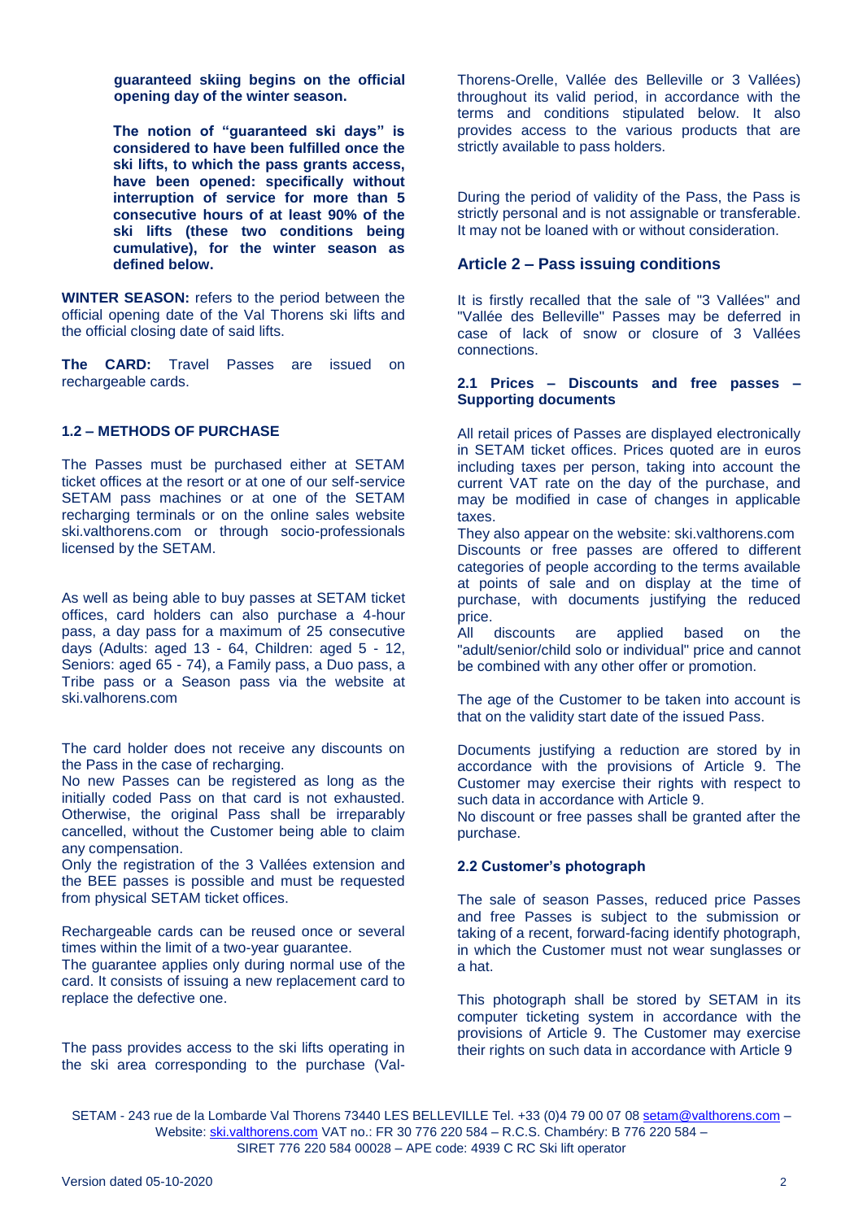**guaranteed skiing begins on the official opening day of the winter season.**

**The notion of "guaranteed ski days" is considered to have been fulfilled once the ski lifts, to which the pass grants access, have been opened: specifically without interruption of service for more than 5 consecutive hours of at least 90% of the ski lifts (these two conditions being cumulative), for the winter season as defined below.**

**WINTER SEASON:** refers to the period between the official opening date of the Val Thorens ski lifts and the official closing date of said lifts.

**The CARD:** Travel Passes are issued on rechargeable cards.

### 1.2 – METHODS OF PURCHASE

The Passes must be purchased either at SETAM ticket offices at the resort or at one of our self-service SETAM pass machines or at one of the SETAM recharging terminals or on the online sales website ski.valthorens.com or through socio-professionals licensed by the SETAM.

As well as being able to buy passes at SETAM ticket offices, card holders can also purchase a 4-hour pass, a day pass for a maximum of 25 consecutive days (Adults: aged 13 - 64, Children: aged 5 - 12, Seniors: aged 65 - 74), a Family pass, a Duo pass, a Tribe pass or a Season pass via the website at ski.valhorens.com

The card holder does not receive any discounts on the Pass in the case of recharging.
No new Passes can be registered as long as the initially coded Pass on that card is not exhausted. Otherwise, the original Pass shall be irreparably cancelled, without the Customer being able to claim any compensation.
Only the registration of the 3 Vallées extension and the BEE passes is possible and must be requested from physical SETAM ticket offices.

Rechargeable cards can be reused once or several times within the limit of a two-year guarantee.
The guarantee applies only during normal use of the card. It consists of issuing a new replacement card to replace the defective one.

The pass provides access to the ski lifts operating in the ski area corresponding to the purchase (Val-Thorens-Orelle, Vallée des Belleville or 3 Vallées) throughout its valid period, in accordance with the terms and conditions stipulated below. It also provides access to the various products that are strictly available to pass holders.

During the period of validity of the Pass, the Pass is strictly personal and is not assignable or transferable. It may not be loaned with or without consideration.

## Article 2 – Pass issuing conditions

It is firstly recalled that the sale of "3 Vallées" and "Vallée des Belleville" Passes may be deferred in case of lack of snow or closure of 3 Vallées connections.

### 2.1 Prices – Discounts and free passes – Supporting documents

All retail prices of Passes are displayed electronically in SETAM ticket offices. Prices quoted are in euros including taxes per person, taking into account the current VAT rate on the day of the purchase, and may be modified in case of changes in applicable taxes.
They also appear on the website: ski.valthorens.com
Discounts or free passes are offered to different categories of people according to the terms available at points of sale and on display at the time of purchase, with documents justifying the reduced price.
All discounts are applied based on the "adult/senior/child solo or individual" price and cannot be combined with any other offer or promotion.

The age of the Customer to be taken into account is that on the validity start date of the issued Pass.

Documents justifying a reduction are stored by in accordance with the provisions of Article 9. The Customer may exercise their rights with respect to such data in accordance with Article 9.
No discount or free passes shall be granted after the purchase.

### 2.2 Customer's photograph

The sale of season Passes, reduced price Passes and free Passes is subject to the submission or taking of a recent, forward-facing identify photograph, in which the Customer must not wear sunglasses or a hat.

This photograph shall be stored by SETAM in its computer ticketing system in accordance with the provisions of Article 9. The Customer may exercise their rights on such data in accordance with Article 9

SETAM - 243 rue de la Lombarde Val Thorens 73440 LES BELLEVILLE Tel. +33 (0)4 79 00 07 08 setam@valthorens.com – Website: ski.valthorens.com VAT no.: FR 30 776 220 584 – R.C.S. Chambéry: B 776 220 584 – SIRET 776 220 584 00028 – APE code: 4939 C RC Ski lift operator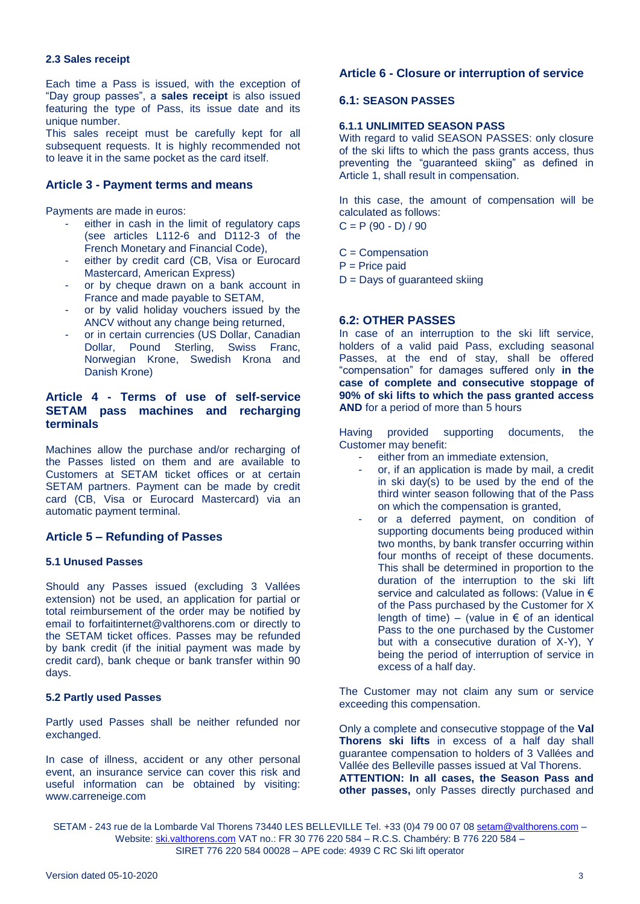### 2.3 Sales receipt

Each time a Pass is issued, with the exception of "Day group passes", a **sales receipt** is also issued featuring the type of Pass, its issue date and its unique number.
This sales receipt must be carefully kept for all subsequent requests. It is highly recommended not to leave it in the same pocket as the card itself.

## Article 3 - Payment terms and means

Payments are made in euros:

- either in cash in the limit of regulatory caps (see articles L112-6 and D112-3 of the French Monetary and Financial Code),
- either by credit card (CB, Visa or Eurocard Mastercard, American Express)
- or by cheque drawn on a bank account in France and made payable to SETAM,
- or by valid holiday vouchers issued by the ANCV without any change being returned,
- or in certain currencies (US Dollar, Canadian Dollar, Pound Sterling, Swiss Franc, Norwegian Krone, Swedish Krona and Danish Krone)

## Article 4 - Terms of use of self-service SETAM pass machines and recharging terminals

Machines allow the purchase and/or recharging of the Passes listed on them and are available to Customers at SETAM ticket offices or at certain SETAM partners. Payment can be made by credit card (CB, Visa or Eurocard Mastercard) via an automatic payment terminal.

## Article 5 – Refunding of Passes

### 5.1 Unused Passes

Should any Passes issued (excluding 3 Vallées extension) not be used, an application for partial or total reimbursement of the order may be notified by email to forfaitinternet@valthorens.com or directly to the SETAM ticket offices. Passes may be refunded by bank credit (if the initial payment was made by credit card), bank cheque or bank transfer within 90 days.

### 5.2 Partly used Passes

Partly used Passes shall be neither refunded nor exchanged.

In case of illness, accident or any other personal event, an insurance service can cover this risk and useful information can be obtained by visiting: www.carreneige.com

## Article 6 - Closure or interruption of service

### 6.1: SEASON PASSES

#### 6.1.1 UNLIMITED SEASON PASS

With regard to valid SEASON PASSES: only closure of the ski lifts to which the pass grants access, thus preventing the "guaranteed skiing" as defined in Article 1, shall result in compensation.

In this case, the amount of compensation will be calculated as follows:
$C = P (90 - D) / 90$

C = Compensation
P = Price paid
D = Days of guaranteed skiing

### 6.2: OTHER PASSES

In case of an interruption to the ski lift service, holders of a valid paid Pass, excluding seasonal Passes, at the end of stay, shall be offered "compensation" for damages suffered only **in the case of complete and consecutive stoppage of 90% of ski lifts to which the pass granted access AND** for a period of more than 5 hours

Having provided supporting documents, the Customer may benefit:

- either from an immediate extension,
- or, if an application is made by mail, a credit in ski day(s) to be used by the end of the third winter season following that of the Pass on which the compensation is granted,
- or a deferred payment, on condition of supporting documents being produced within two months, by bank transfer occurring within four months of receipt of these documents. This shall be determined in proportion to the duration of the interruption to the ski lift service and calculated as follows: (Value in € of the Pass purchased by the Customer for X length of time) – (value in € of an identical Pass to the one purchased by the Customer but with a consecutive duration of X-Y), Y being the period of interruption of service in excess of a half day.

The Customer may not claim any sum or service exceeding this compensation.

Only a complete and consecutive stoppage of the **Val Thorens ski lifts** in excess of a half day shall guarantee compensation to holders of 3 Vallées and Vallée des Belleville passes issued at Val Thorens.
**ATTENTION: In all cases, the Season Pass and other passes,** only Passes directly purchased and

SETAM - 243 rue de la Lombarde Val Thorens 73440 LES BELLEVILLE Tel. +33 (0)4 79 00 07 08 setam@valthorens.com – Website: ski.valthorens.com VAT no.: FR 30 776 220 584 – R.C.S. Chambéry: B 776 220 584 – SIRET 776 220 584 00028 – APE code: 4939 C RC Ski lift operator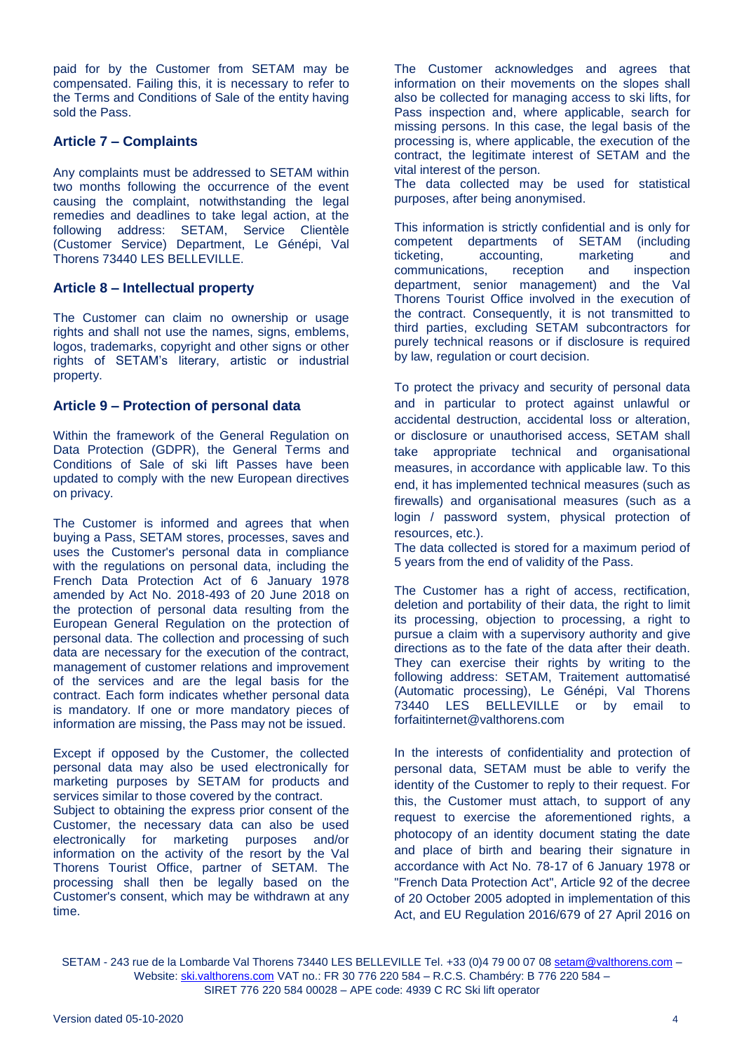paid for by the Customer from SETAM may be compensated. Failing this, it is necessary to refer to the Terms and Conditions of Sale of the entity having sold the Pass.

### Article 7 – Complaints

Any complaints must be addressed to SETAM within two months following the occurrence of the event causing the complaint, notwithstanding the legal remedies and deadlines to take legal action, at the following address: SETAM, Service Clientèle (Customer Service) Department, Le Génépi, Val Thorens 73440 LES BELLEVILLE.

### Article 8 – Intellectual property

The Customer can claim no ownership or usage rights and shall not use the names, signs, emblems, logos, trademarks, copyright and other signs or other rights of SETAM's literary, artistic or industrial property.

### Article 9 – Protection of personal data

Within the framework of the General Regulation on Data Protection (GDPR), the General Terms and Conditions of Sale of ski lift Passes have been updated to comply with the new European directives on privacy.

The Customer is informed and agrees that when buying a Pass, SETAM stores, processes, saves and uses the Customer's personal data in compliance with the regulations on personal data, including the French Data Protection Act of 6 January 1978 amended by Act No. 2018-493 of 20 June 2018 on the protection of personal data resulting from the European General Regulation on the protection of personal data. The collection and processing of such data are necessary for the execution of the contract, management of customer relations and improvement of the services and are the legal basis for the contract. Each form indicates whether personal data is mandatory. If one or more mandatory pieces of information are missing, the Pass may not be issued.

Except if opposed by the Customer, the collected personal data may also be used electronically for marketing purposes by SETAM for products and services similar to those covered by the contract.
Subject to obtaining the express prior consent of the Customer, the necessary data can also be used electronically for marketing purposes and/or information on the activity of the resort by the Val Thorens Tourist Office, partner of SETAM. The processing shall then be legally based on the Customer's consent, which may be withdrawn at any time.

The Customer acknowledges and agrees that information on their movements on the slopes shall also be collected for managing access to ski lifts, for Pass inspection and, where applicable, search for missing persons. In this case, the legal basis of the processing is, where applicable, the execution of the contract, the legitimate interest of SETAM and the vital interest of the person.
The data collected may be used for statistical purposes, after being anonymised.

This information is strictly confidential and is only for competent departments of SETAM (including ticketing, accounting, marketing and communications, reception and inspection department, senior management) and the Val Thorens Tourist Office involved in the execution of the contract. Consequently, it is not transmitted to third parties, excluding SETAM subcontractors for purely technical reasons or if disclosure is required by law, regulation or court decision.

To protect the privacy and security of personal data and in particular to protect against unlawful or accidental destruction, accidental loss or alteration, or disclosure or unauthorised access, SETAM shall take appropriate technical and organisational measures, in accordance with applicable law. To this end, it has implemented technical measures (such as firewalls) and organisational measures (such as a login / password system, physical protection of resources, etc.).
The data collected is stored for a maximum period of 5 years from the end of validity of the Pass.

The Customer has a right of access, rectification, deletion and portability of their data, the right to limit its processing, objection to processing, a right to pursue a claim with a supervisory authority and give directions as to the fate of the data after their death. They can exercise their rights by writing to the following address: SETAM, Traitement auttomatisé (Automatic processing), Le Génépi, Val Thorens 73440 LES BELLEVILLE or by email to forfaitinternet@valthorens.com

In the interests of confidentiality and protection of personal data, SETAM must be able to verify the identity of the Customer to reply to their request. For this, the Customer must attach, to support of any request to exercise the aforementioned rights, a photocopy of an identity document stating the date and place of birth and bearing their signature in accordance with Act No. 78-17 of 6 January 1978 or "French Data Protection Act", Article 92 of the decree of 20 October 2005 adopted in implementation of this Act, and EU Regulation 2016/679 of 27 April 2016 on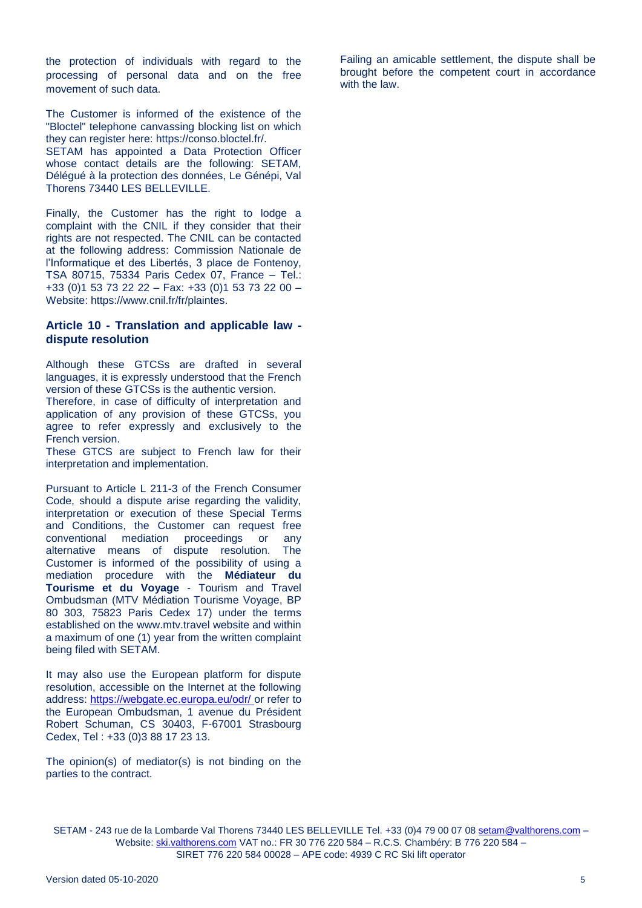the protection of individuals with regard to the processing of personal data and on the free movement of such data.

The Customer is informed of the existence of the "Bloctel" telephone canvassing blocking list on which they can register here: https://conso.bloctel.fr/.
SETAM has appointed a Data Protection Officer whose contact details are the following: SETAM, Délégué à la protection des données, Le Génépi, Val Thorens 73440 LES BELLEVILLE.

Finally, the Customer has the right to lodge a complaint with the CNIL if they consider that their rights are not respected. The CNIL can be contacted at the following address: Commission Nationale de l'Informatique et des Libertés, 3 place de Fontenoy, TSA 80715, 75334 Paris Cedex 07, France – Tel.: +33 (0)1 53 73 22 22 – Fax: +33 (0)1 53 73 22 00 – Website: https://www.cnil.fr/fr/plaintes.

## Article 10 - Translation and applicable law - dispute resolution

Although these GTCSs are drafted in several languages, it is expressly understood that the French version of these GTCSs is the authentic version.
Therefore, in case of difficulty of interpretation and application of any provision of these GTCSs, you agree to refer expressly and exclusively to the French version.
These GTCS are subject to French law for their interpretation and implementation.

Pursuant to Article L 211-3 of the French Consumer Code, should a dispute arise regarding the validity, interpretation or execution of these Special Terms and Conditions, the Customer can request free conventional mediation proceedings or any alternative means of dispute resolution. The Customer is informed of the possibility of using a mediation procedure with the **Médiateur du Tourisme et du Voyage** - Tourism and Travel Ombudsman (MTV Médiation Tourisme Voyage, BP 80 303, 75823 Paris Cedex 17) under the terms established on the www.mtv.travel website and within a maximum of one (1) year from the written complaint being filed with SETAM.

It may also use the European platform for dispute resolution, accessible on the Internet at the following address: https://webgate.ec.europa.eu/odr/ or refer to the European Ombudsman, 1 avenue du Président Robert Schuman, CS 30403, F-67001 Strasbourg Cedex, Tel : +33 (0)3 88 17 23 13.

The opinion(s) of mediator(s) is not binding on the parties to the contract.

Failing an amicable settlement, the dispute shall be brought before the competent court in accordance with the law.